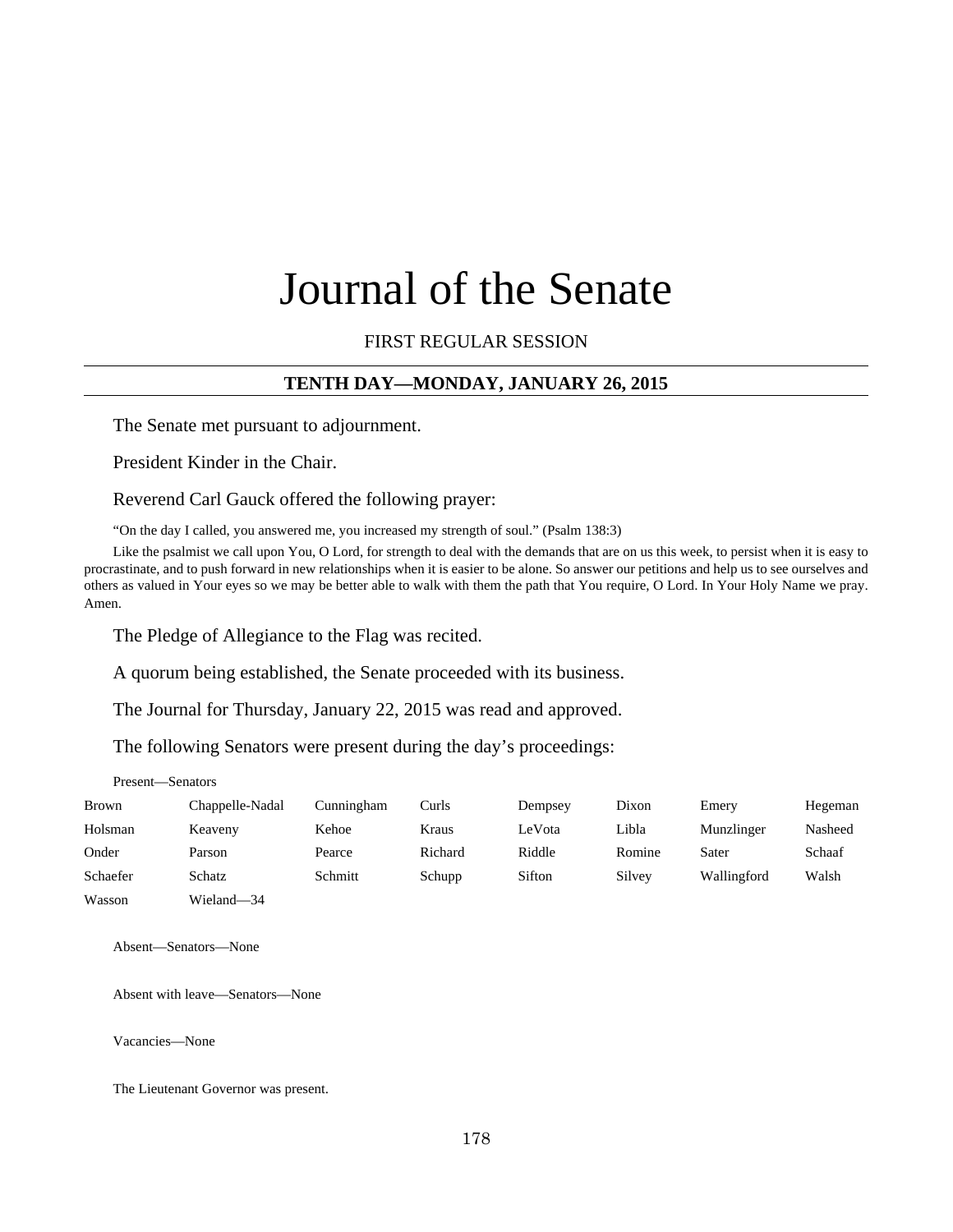# Journal of the Senate

FIRST REGULAR SESSION

## TENTH DAY—MONDAY, JANUARY 26, 2015

The Senate met pursuant to adjournment.

President Kinder in the Chair.

Reverend Carl Gauck offered the following prayer:

"On the day I called, you answered me, you increased my strength of soul." (Psalm 138:3)

Like the psalmist we call upon You, O Lord, for strength to deal with the demands that are on us this week, to persist when it is easy to procrastinate, and to push forward in new relationships when it is easier to be alone. So answer our petitions and help us to see ourselves and others as valued in Your eyes so we may be better able to walk with them the path that You require, O Lord. In Your Holy Name we pray. Amen.

The Pledge of Allegiance to the Flag was recited.

A quorum being established, the Senate proceeded with its business.

The Journal for Thursday, January 22, 2015 was read and approved.

The following Senators were present during the day's proceedings:

Present—Senators

| | | | | | | | |
|---|---|---|---|---|---|---|---|
| Brown | Chappelle-Nadal | Cunningham | Curls | Dempsey | Dixon | Emery | Hegeman |
| Holsman | Keaveny | Kehoe | Kraus | LeVota | Libla | Munzlinger | Nasheed |
| Onder | Parson | Pearce | Richard | Riddle | Romine | Sater | Schaaf |
| Schaefer | Schatz | Schmitt | Schupp | Sifton | Silvey | Wallingford | Walsh |
| Wasson | Wieland—34 | | | | | | |

Absent—Senators—None

Absent with leave—Senators—None

Vacancies—None

The Lieutenant Governor was present.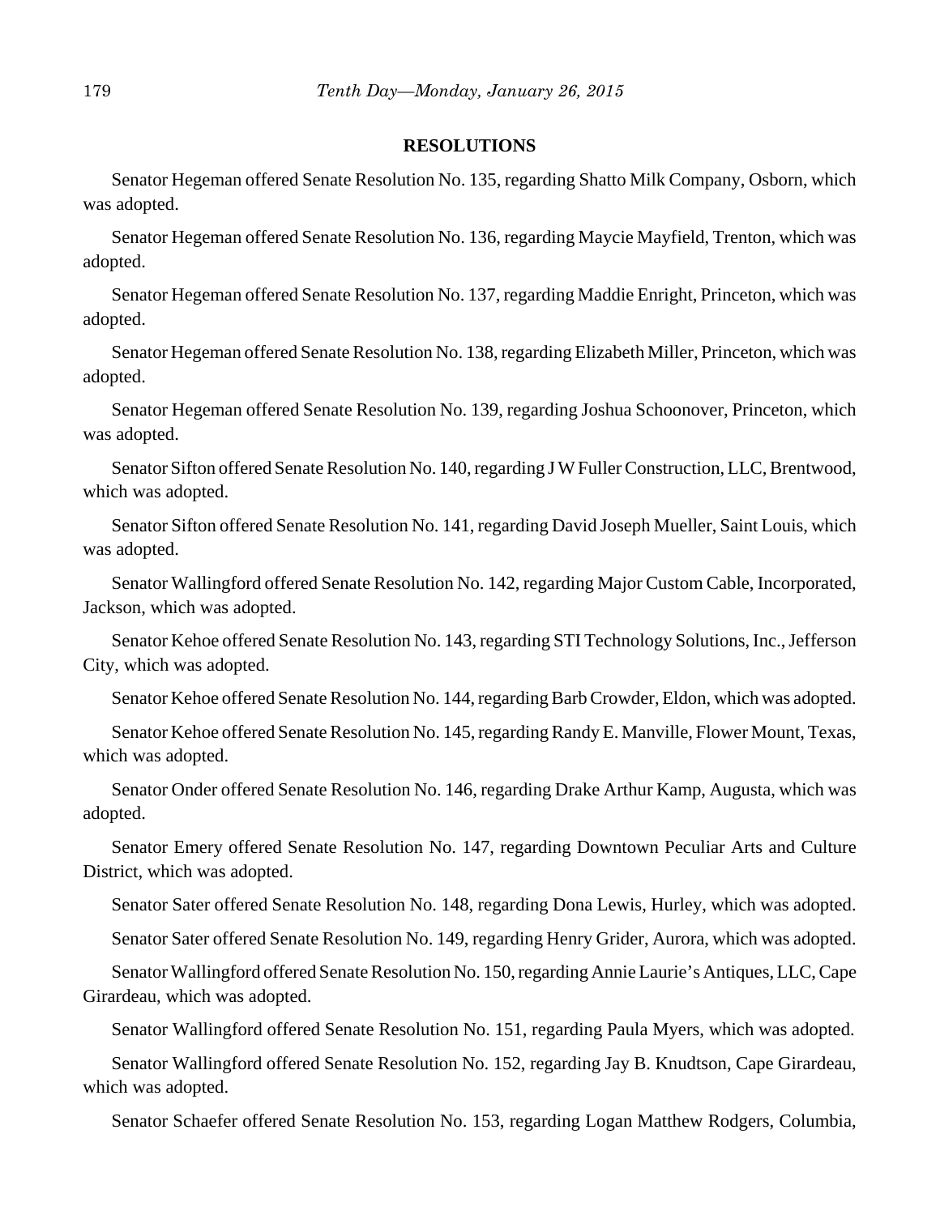## RESOLUTIONS

Senator Hegeman offered Senate Resolution No. 135, regarding Shatto Milk Company, Osborn, which was adopted.

Senator Hegeman offered Senate Resolution No. 136, regarding Maycie Mayfield, Trenton, which was adopted.

Senator Hegeman offered Senate Resolution No. 137, regarding Maddie Enright, Princeton, which was adopted.

Senator Hegeman offered Senate Resolution No. 138, regarding Elizabeth Miller, Princeton, which was adopted.

Senator Hegeman offered Senate Resolution No. 139, regarding Joshua Schoonover, Princeton, which was adopted.

Senator Sifton offered Senate Resolution No. 140, regarding J W Fuller Construction, LLC, Brentwood, which was adopted.

Senator Sifton offered Senate Resolution No. 141, regarding David Joseph Mueller, Saint Louis, which was adopted.

Senator Wallingford offered Senate Resolution No. 142, regarding Major Custom Cable, Incorporated, Jackson, which was adopted.

Senator Kehoe offered Senate Resolution No. 143, regarding STI Technology Solutions, Inc., Jefferson City, which was adopted.

Senator Kehoe offered Senate Resolution No. 144, regarding Barb Crowder, Eldon, which was adopted.

Senator Kehoe offered Senate Resolution No. 145, regarding Randy E. Manville, Flower Mount, Texas, which was adopted.

Senator Onder offered Senate Resolution No. 146, regarding Drake Arthur Kamp, Augusta, which was adopted.

Senator Emery offered Senate Resolution No. 147, regarding Downtown Peculiar Arts and Culture District, which was adopted.

Senator Sater offered Senate Resolution No. 148, regarding Dona Lewis, Hurley, which was adopted.

Senator Sater offered Senate Resolution No. 149, regarding Henry Grider, Aurora, which was adopted.

Senator Wallingford offered Senate Resolution No. 150, regarding Annie Laurie's Antiques, LLC, Cape Girardeau, which was adopted.

Senator Wallingford offered Senate Resolution No. 151, regarding Paula Myers, which was adopted.

Senator Wallingford offered Senate Resolution No. 152, regarding Jay B. Knudtson, Cape Girardeau, which was adopted.

Senator Schaefer offered Senate Resolution No. 153, regarding Logan Matthew Rodgers, Columbia,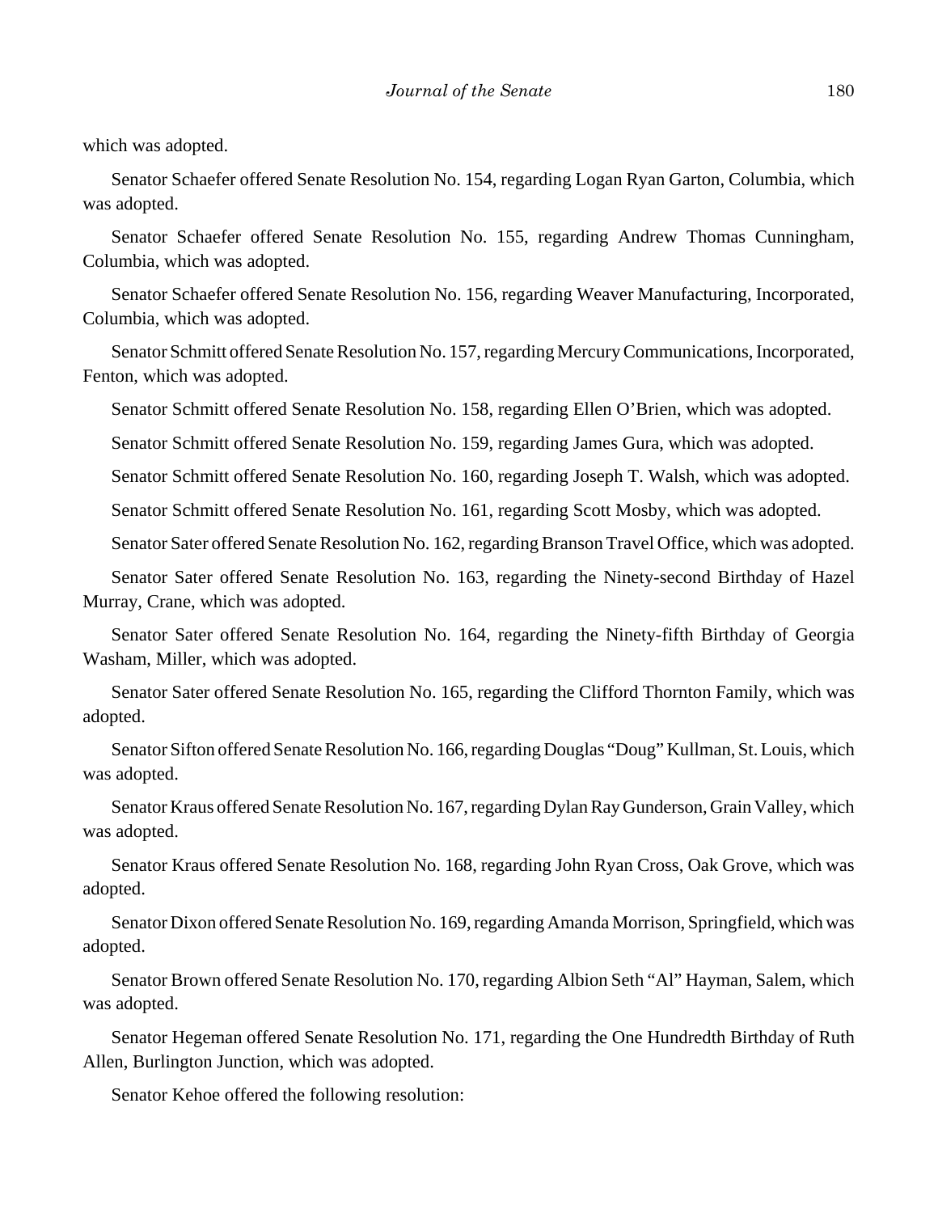which was adopted.

Senator Schaefer offered Senate Resolution No. 154, regarding Logan Ryan Garton, Columbia, which was adopted.

Senator Schaefer offered Senate Resolution No. 155, regarding Andrew Thomas Cunningham, Columbia, which was adopted.

Senator Schaefer offered Senate Resolution No. 156, regarding Weaver Manufacturing, Incorporated, Columbia, which was adopted.

Senator Schmitt offered Senate Resolution No. 157, regarding Mercury Communications, Incorporated, Fenton, which was adopted.

Senator Schmitt offered Senate Resolution No. 158, regarding Ellen O'Brien, which was adopted.

Senator Schmitt offered Senate Resolution No. 159, regarding James Gura, which was adopted.

Senator Schmitt offered Senate Resolution No. 160, regarding Joseph T. Walsh, which was adopted.

Senator Schmitt offered Senate Resolution No. 161, regarding Scott Mosby, which was adopted.

Senator Sater offered Senate Resolution No. 162, regarding Branson Travel Office, which was adopted.

Senator Sater offered Senate Resolution No. 163, regarding the Ninety-second Birthday of Hazel Murray, Crane, which was adopted.

Senator Sater offered Senate Resolution No. 164, regarding the Ninety-fifth Birthday of Georgia Washam, Miller, which was adopted.

Senator Sater offered Senate Resolution No. 165, regarding the Clifford Thornton Family, which was adopted.

Senator Sifton offered Senate Resolution No. 166, regarding Douglas "Doug" Kullman, St. Louis, which was adopted.

Senator Kraus offered Senate Resolution No. 167, regarding Dylan Ray Gunderson, Grain Valley, which was adopted.

Senator Kraus offered Senate Resolution No. 168, regarding John Ryan Cross, Oak Grove, which was adopted.

Senator Dixon offered Senate Resolution No. 169, regarding Amanda Morrison, Springfield, which was adopted.

Senator Brown offered Senate Resolution No. 170, regarding Albion Seth "Al" Hayman, Salem, which was adopted.

Senator Hegeman offered Senate Resolution No. 171, regarding the One Hundredth Birthday of Ruth Allen, Burlington Junction, which was adopted.

Senator Kehoe offered the following resolution: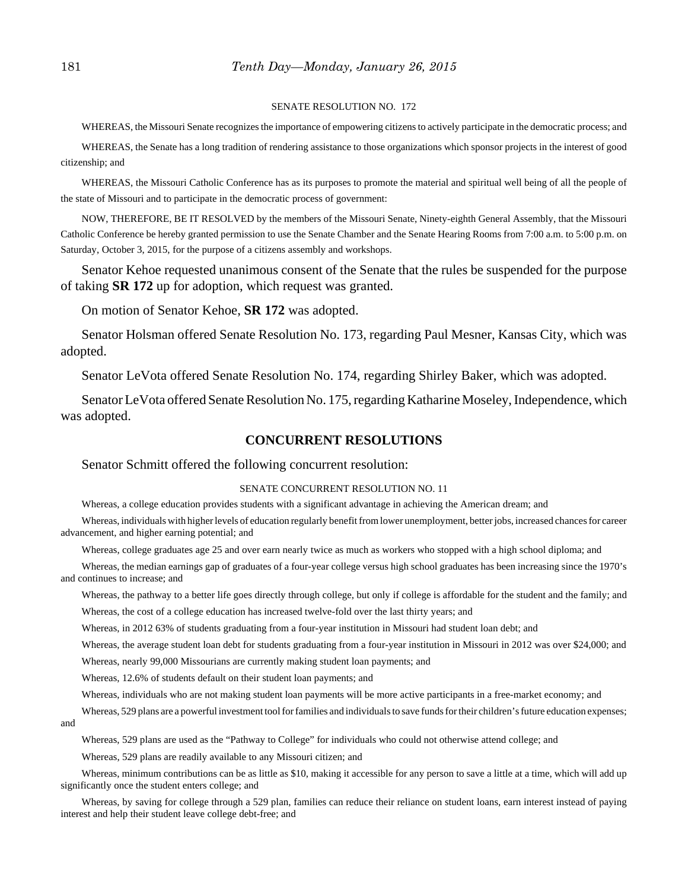SENATE RESOLUTION NO. 172

WHEREAS, the Missouri Senate recognizes the importance of empowering citizens to actively participate in the democratic process; and

WHEREAS, the Senate has a long tradition of rendering assistance to those organizations which sponsor projects in the interest of good citizenship; and

WHEREAS, the Missouri Catholic Conference has as its purposes to promote the material and spiritual well being of all the people of the state of Missouri and to participate in the democratic process of government:

NOW, THEREFORE, BE IT RESOLVED by the members of the Missouri Senate, Ninety-eighth General Assembly, that the Missouri Catholic Conference be hereby granted permission to use the Senate Chamber and the Senate Hearing Rooms from 7:00 a.m. to 5:00 p.m. on Saturday, October 3, 2015, for the purpose of a citizens assembly and workshops.

Senator Kehoe requested unanimous consent of the Senate that the rules be suspended for the purpose of taking **SR 172** up for adoption, which request was granted.

On motion of Senator Kehoe, **SR 172** was adopted.

Senator Holsman offered Senate Resolution No. 173, regarding Paul Mesner, Kansas City, which was adopted.

Senator LeVota offered Senate Resolution No. 174, regarding Shirley Baker, which was adopted.

Senator LeVota offered Senate Resolution No. 175, regarding Katharine Moseley, Independence, which was adopted.

## CONCURRENT RESOLUTIONS

Senator Schmitt offered the following concurrent resolution:

SENATE CONCURRENT RESOLUTION NO. 11

Whereas, a college education provides students with a significant advantage in achieving the American dream; and

Whereas, individuals with higher levels of education regularly benefit from lower unemployment, better jobs, increased chances for career advancement, and higher earning potential; and

Whereas, college graduates age 25 and over earn nearly twice as much as workers who stopped with a high school diploma; and

Whereas, the median earnings gap of graduates of a four-year college versus high school graduates has been increasing since the 1970's and continues to increase; and

Whereas, the pathway to a better life goes directly through college, but only if college is affordable for the student and the family; and

Whereas, the cost of a college education has increased twelve-fold over the last thirty years; and

Whereas, in 2012 63% of students graduating from a four-year institution in Missouri had student loan debt; and

Whereas, the average student loan debt for students graduating from a four-year institution in Missouri in 2012 was over $24,000; and

Whereas, nearly 99,000 Missourians are currently making student loan payments; and

Whereas, 12.6% of students default on their student loan payments; and

Whereas, individuals who are not making student loan payments will be more active participants in a free-market economy; and

Whereas, 529 plans are a powerful investment tool for families and individuals to save funds for their children's future education expenses; and

Whereas, 529 plans are used as the "Pathway to College" for individuals who could not otherwise attend college; and

Whereas, 529 plans are readily available to any Missouri citizen; and

Whereas, minimum contributions can be as little as $10, making it accessible for any person to save a little at a time, which will add up significantly once the student enters college; and

Whereas, by saving for college through a 529 plan, families can reduce their reliance on student loans, earn interest instead of paying interest and help their student leave college debt-free; and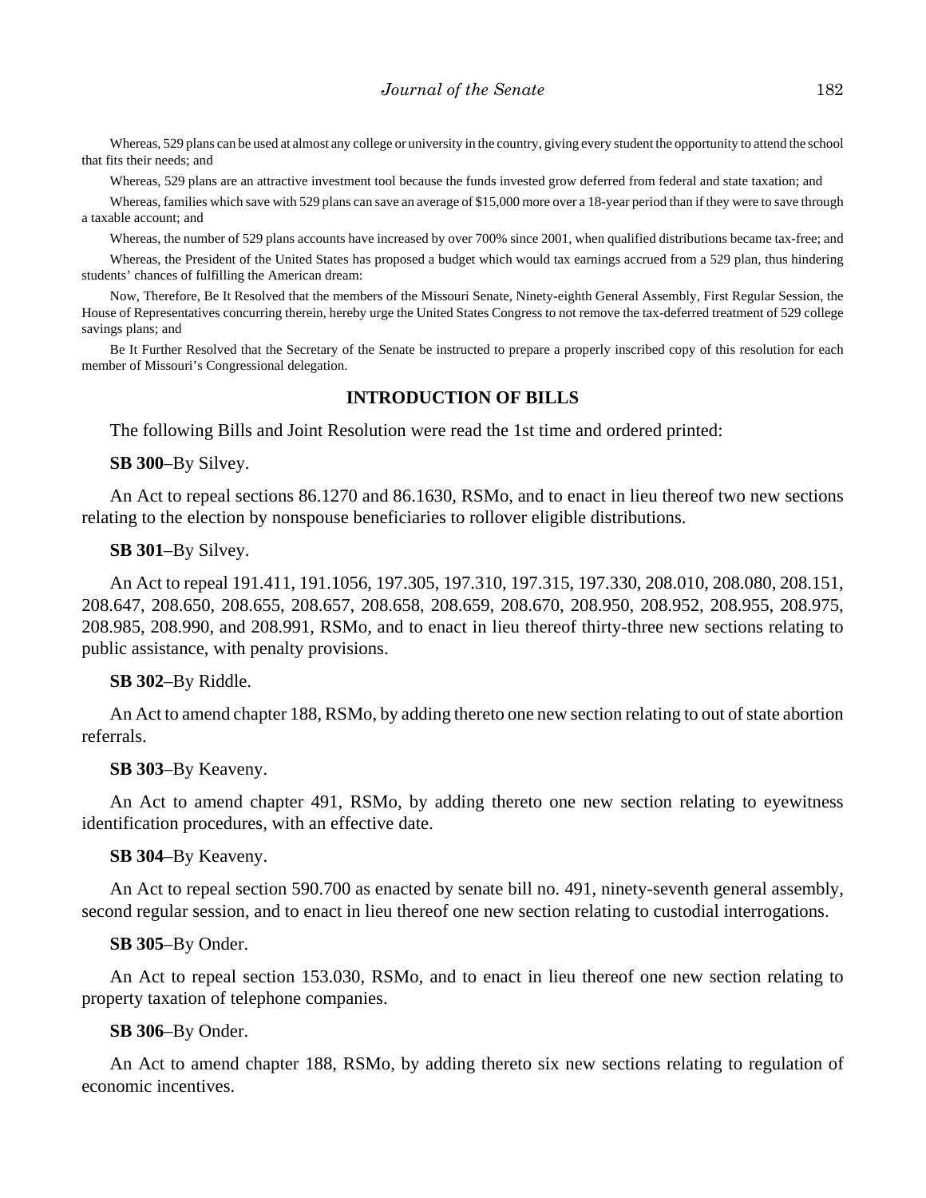Whereas, 529 plans can be used at almost any college or university in the country, giving every student the opportunity to attend the school that fits their needs; and

Whereas, 529 plans are an attractive investment tool because the funds invested grow deferred from federal and state taxation; and

Whereas, families which save with 529 plans can save an average of $15,000 more over a 18-year period than if they were to save through a taxable account; and

Whereas, the number of 529 plans accounts have increased by over 700% since 2001, when qualified distributions became tax-free; and

Whereas, the President of the United States has proposed a budget which would tax earnings accrued from a 529 plan, thus hindering students' chances of fulfilling the American dream:

Now, Therefore, Be It Resolved that the members of the Missouri Senate, Ninety-eighth General Assembly, First Regular Session, the House of Representatives concurring therein, hereby urge the United States Congress to not remove the tax-deferred treatment of 529 college savings plans; and

Be It Further Resolved that the Secretary of the Senate be instructed to prepare a properly inscribed copy of this resolution for each member of Missouri's Congressional delegation.

## INTRODUCTION OF BILLS

The following Bills and Joint Resolution were read the 1st time and ordered printed:

**SB 300**–By Silvey.

An Act to repeal sections 86.1270 and 86.1630, RSMo, and to enact in lieu thereof two new sections relating to the election by nonspouse beneficiaries to rollover eligible distributions.

**SB 301**–By Silvey.

An Act to repeal 191.411, 191.1056, 197.305, 197.310, 197.315, 197.330, 208.010, 208.080, 208.151, 208.647, 208.650, 208.655, 208.657, 208.658, 208.659, 208.670, 208.950, 208.952, 208.955, 208.975, 208.985, 208.990, and 208.991, RSMo, and to enact in lieu thereof thirty-three new sections relating to public assistance, with penalty provisions.

**SB 302**–By Riddle.

An Act to amend chapter 188, RSMo, by adding thereto one new section relating to out of state abortion referrals.

**SB 303**–By Keaveny.

An Act to amend chapter 491, RSMo, by adding thereto one new section relating to eyewitness identification procedures, with an effective date.

**SB 304**–By Keaveny.

An Act to repeal section 590.700 as enacted by senate bill no. 491, ninety-seventh general assembly, second regular session, and to enact in lieu thereof one new section relating to custodial interrogations.

**SB 305**–By Onder.

An Act to repeal section 153.030, RSMo, and to enact in lieu thereof one new section relating to property taxation of telephone companies.

**SB 306**–By Onder.

An Act to amend chapter 188, RSMo, by adding thereto six new sections relating to regulation of economic incentives.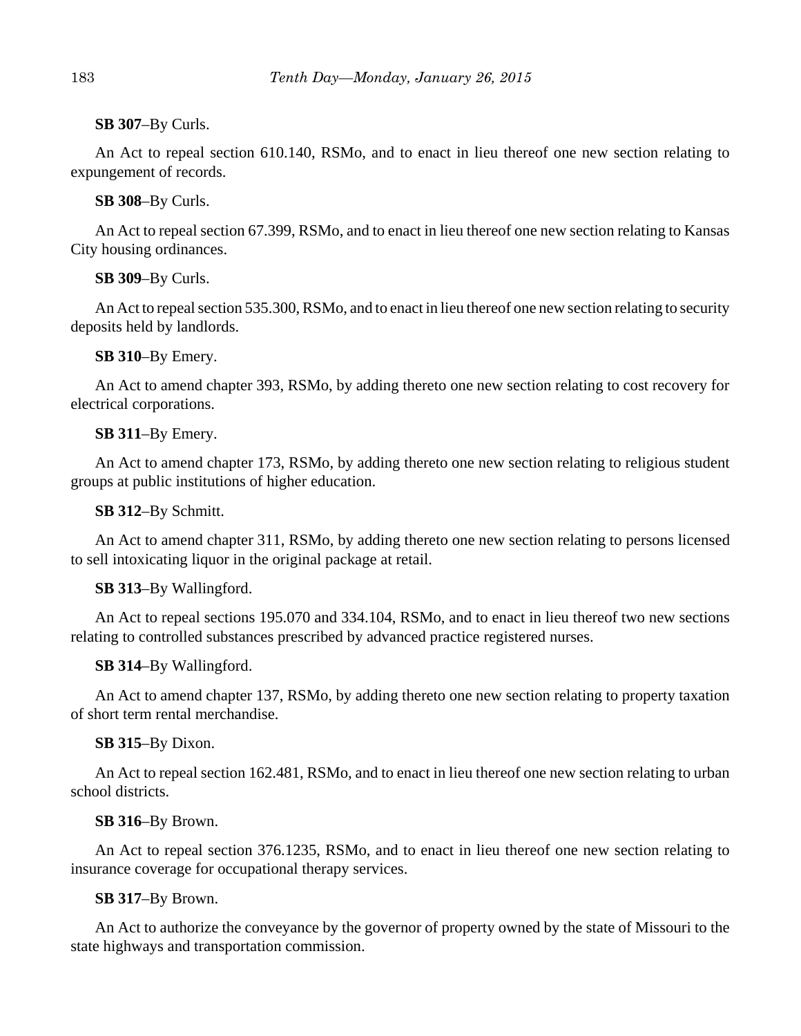**SB 307**–By Curls.

An Act to repeal section 610.140, RSMo, and to enact in lieu thereof one new section relating to expungement of records.

**SB 308**–By Curls.

An Act to repeal section 67.399, RSMo, and to enact in lieu thereof one new section relating to Kansas City housing ordinances.

**SB 309**–By Curls.

An Act to repeal section 535.300, RSMo, and to enact in lieu thereof one new section relating to security deposits held by landlords.

**SB 310**–By Emery.

An Act to amend chapter 393, RSMo, by adding thereto one new section relating to cost recovery for electrical corporations.

**SB 311**–By Emery.

An Act to amend chapter 173, RSMo, by adding thereto one new section relating to religious student groups at public institutions of higher education.

**SB 312**–By Schmitt.

An Act to amend chapter 311, RSMo, by adding thereto one new section relating to persons licensed to sell intoxicating liquor in the original package at retail.

**SB 313**–By Wallingford.

An Act to repeal sections 195.070 and 334.104, RSMo, and to enact in lieu thereof two new sections relating to controlled substances prescribed by advanced practice registered nurses.

**SB 314**–By Wallingford.

An Act to amend chapter 137, RSMo, by adding thereto one new section relating to property taxation of short term rental merchandise.

**SB 315**–By Dixon.

An Act to repeal section 162.481, RSMo, and to enact in lieu thereof one new section relating to urban school districts.

**SB 316**–By Brown.

An Act to repeal section 376.1235, RSMo, and to enact in lieu thereof one new section relating to insurance coverage for occupational therapy services.

**SB 317**–By Brown.

An Act to authorize the conveyance by the governor of property owned by the state of Missouri to the state highways and transportation commission.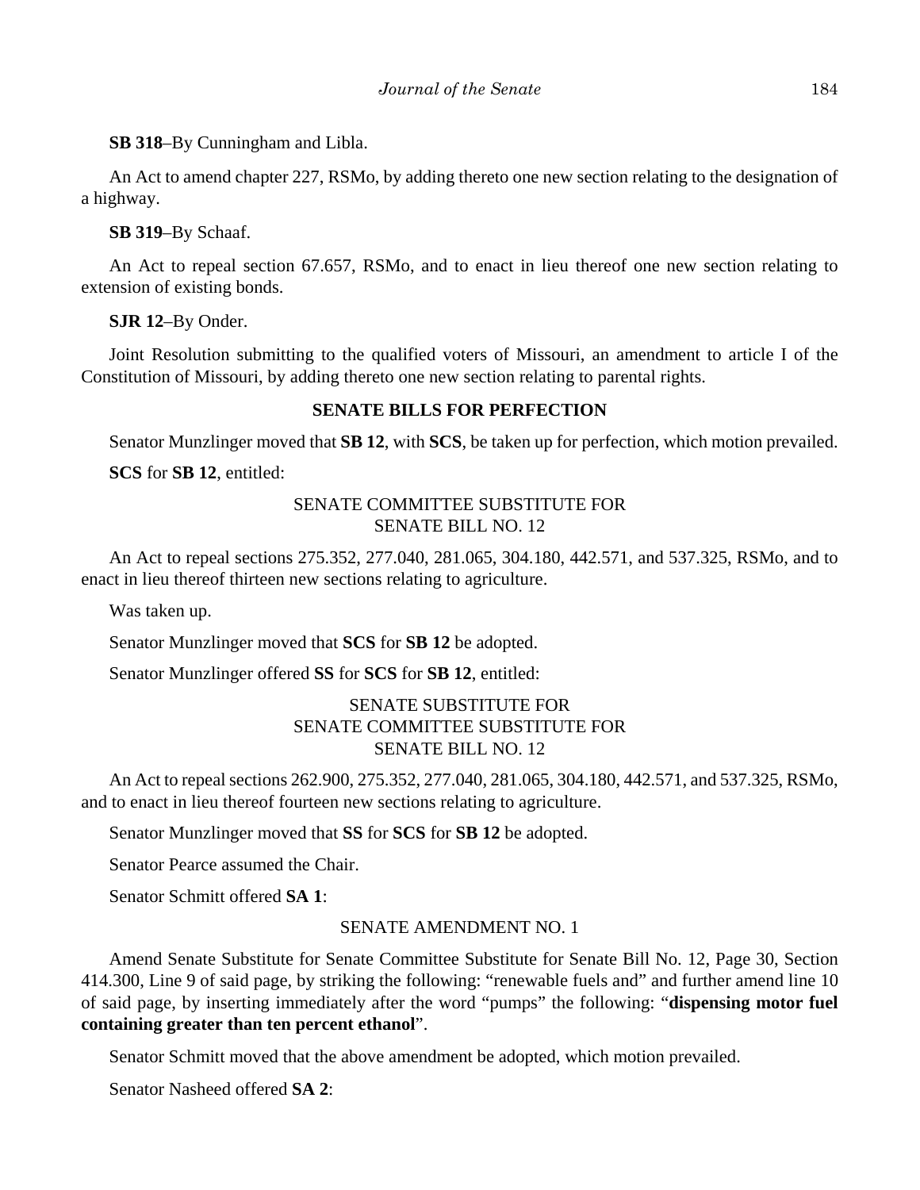**SB 318**–By Cunningham and Libla.

An Act to amend chapter 227, RSMo, by adding thereto one new section relating to the designation of a highway.

**SB 319**–By Schaaf.

An Act to repeal section 67.657, RSMo, and to enact in lieu thereof one new section relating to extension of existing bonds.

**SJR 12**–By Onder.

Joint Resolution submitting to the qualified voters of Missouri, an amendment to article I of the Constitution of Missouri, by adding thereto one new section relating to parental rights.

**SENATE BILLS FOR PERFECTION**

Senator Munzlinger moved that **SB 12**, with **SCS**, be taken up for perfection, which motion prevailed.

**SCS** for **SB 12**, entitled:

SENATE COMMITTEE SUBSTITUTE FOR
SENATE BILL NO. 12

An Act to repeal sections 275.352, 277.040, 281.065, 304.180, 442.571, and 537.325, RSMo, and to enact in lieu thereof thirteen new sections relating to agriculture.

Was taken up.

Senator Munzlinger moved that **SCS** for **SB 12** be adopted.

Senator Munzlinger offered **SS** for **SCS** for **SB 12**, entitled:

SENATE SUBSTITUTE FOR
SENATE COMMITTEE SUBSTITUTE FOR
SENATE BILL NO. 12

An Act to repeal sections 262.900, 275.352, 277.040, 281.065, 304.180, 442.571, and 537.325, RSMo, and to enact in lieu thereof fourteen new sections relating to agriculture.

Senator Munzlinger moved that **SS** for **SCS** for **SB 12** be adopted.

Senator Pearce assumed the Chair.

Senator Schmitt offered **SA 1**:

SENATE AMENDMENT NO. 1

Amend Senate Substitute for Senate Committee Substitute for Senate Bill No. 12, Page 30, Section 414.300, Line 9 of said page, by striking the following: "renewable fuels and" and further amend line 10 of said page, by inserting immediately after the word "pumps" the following: "**dispensing motor fuel containing greater than ten percent ethanol**".

Senator Schmitt moved that the above amendment be adopted, which motion prevailed.

Senator Nasheed offered **SA 2**: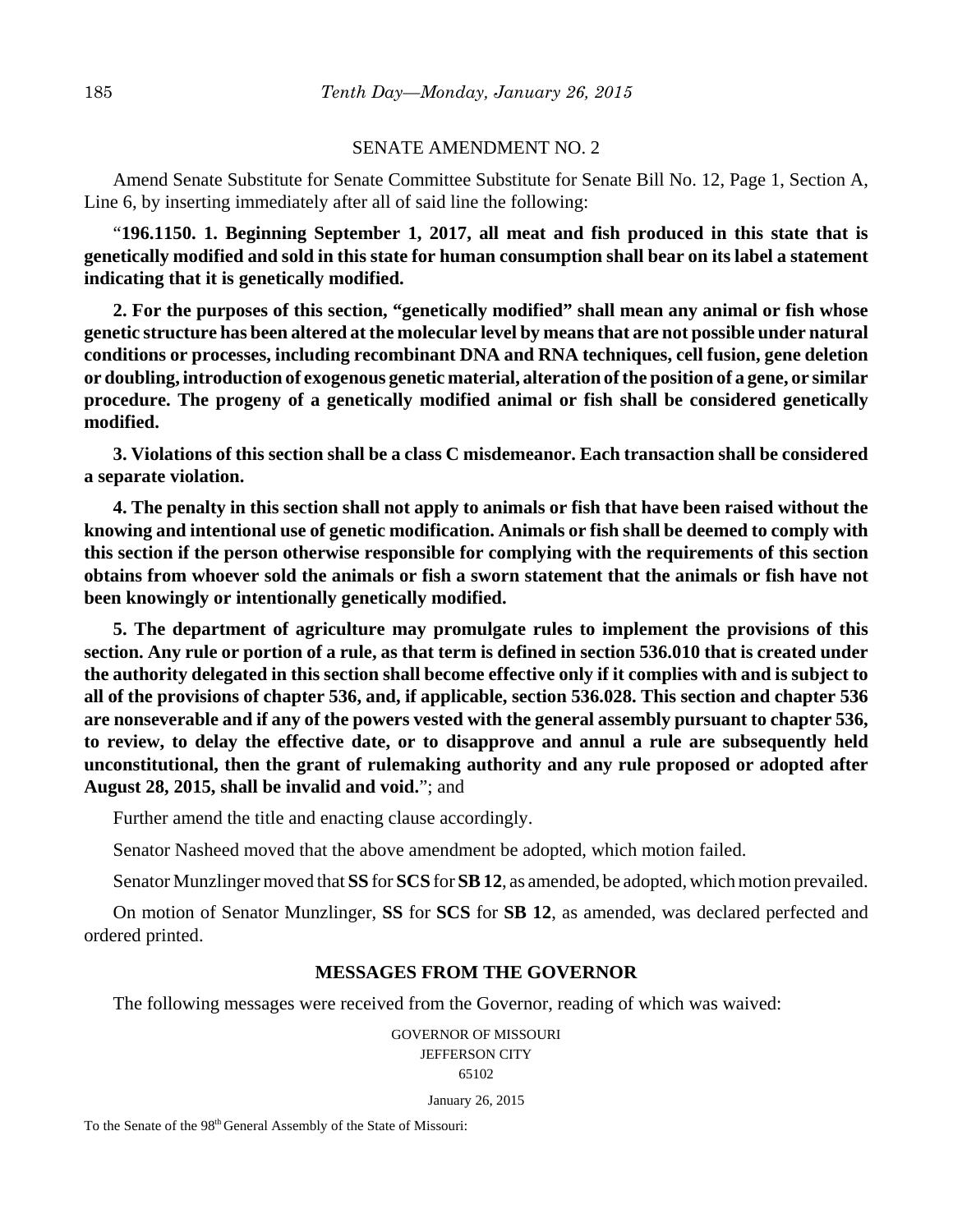SENATE AMENDMENT NO. 2

Amend Senate Substitute for Senate Committee Substitute for Senate Bill No. 12, Page 1, Section A, Line 6, by inserting immediately after all of said line the following:

"**196.1150. 1. Beginning September 1, 2017, all meat and fish produced in this state that is genetically modified and sold in this state for human consumption shall bear on its label a statement indicating that it is genetically modified.**

**2. For the purposes of this section, "genetically modified" shall mean any animal or fish whose genetic structure has been altered at the molecular level by means that are not possible under natural conditions or processes, including recombinant DNA and RNA techniques, cell fusion, gene deletion or doubling, introduction of exogenous genetic material, alteration of the position of a gene, or similar procedure. The progeny of a genetically modified animal or fish shall be considered genetically modified.**

**3. Violations of this section shall be a class C misdemeanor. Each transaction shall be considered a separate violation.**

**4. The penalty in this section shall not apply to animals or fish that have been raised without the knowing and intentional use of genetic modification. Animals or fish shall be deemed to comply with this section if the person otherwise responsible for complying with the requirements of this section obtains from whoever sold the animals or fish a sworn statement that the animals or fish have not been knowingly or intentionally genetically modified.**

**5. The department of agriculture may promulgate rules to implement the provisions of this section. Any rule or portion of a rule, as that term is defined in section 536.010 that is created under the authority delegated in this section shall become effective only if it complies with and is subject to all of the provisions of chapter 536, and, if applicable, section 536.028. This section and chapter 536 are nonseverable and if any of the powers vested with the general assembly pursuant to chapter 536, to review, to delay the effective date, or to disapprove and annul a rule are subsequently held unconstitutional, then the grant of rulemaking authority and any rule proposed or adopted after August 28, 2015, shall be invalid and void.**"; and

Further amend the title and enacting clause accordingly.

Senator Nasheed moved that the above amendment be adopted, which motion failed.

Senator Munzlinger moved that **SS** for **SCS** for **SB 12**, as amended, be adopted, which motion prevailed.

On motion of Senator Munzlinger, **SS** for **SCS** for **SB 12**, as amended, was declared perfected and ordered printed.

## MESSAGES FROM THE GOVERNOR

The following messages were received from the Governor, reading of which was waived:

GOVERNOR OF MISSOURI
JEFFERSON CITY
65102

January 26, 2015

To the Senate of the 98th General Assembly of the State of Missouri: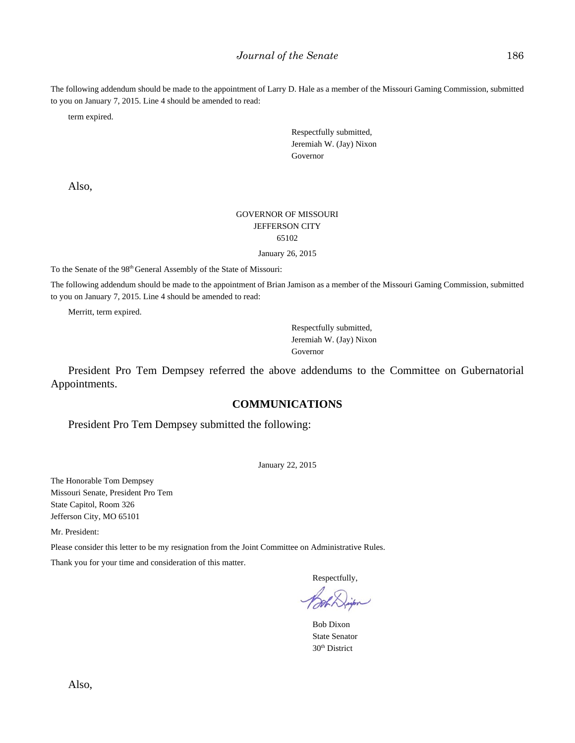The following addendum should be made to the appointment of Larry D. Hale as a member of the Missouri Gaming Commission, submitted to you on January 7, 2015. Line 4 should be amended to read:

term expired.

Respectfully submitted,
Jeremiah W. (Jay) Nixon
Governor

Also,

GOVERNOR OF MISSOURI
JEFFERSON CITY
65102

January 26, 2015

To the Senate of the 98th General Assembly of the State of Missouri:

The following addendum should be made to the appointment of Brian Jamison as a member of the Missouri Gaming Commission, submitted to you on January 7, 2015. Line 4 should be amended to read:

Merritt, term expired.

Respectfully submitted,
Jeremiah W. (Jay) Nixon
Governor

President Pro Tem Dempsey referred the above addendums to the Committee on Gubernatorial Appointments.

## COMMUNICATIONS

President Pro Tem Dempsey submitted the following:

January 22, 2015

The Honorable Tom Dempsey
Missouri Senate, President Pro Tem
State Capitol, Room 326
Jefferson City, MO 65101

Mr. President:

Please consider this letter to be my resignation from the Joint Committee on Administrative Rules.

Thank you for your time and consideration of this matter.

Respectfully,

Bob Dixon
State Senator
30th District

Also,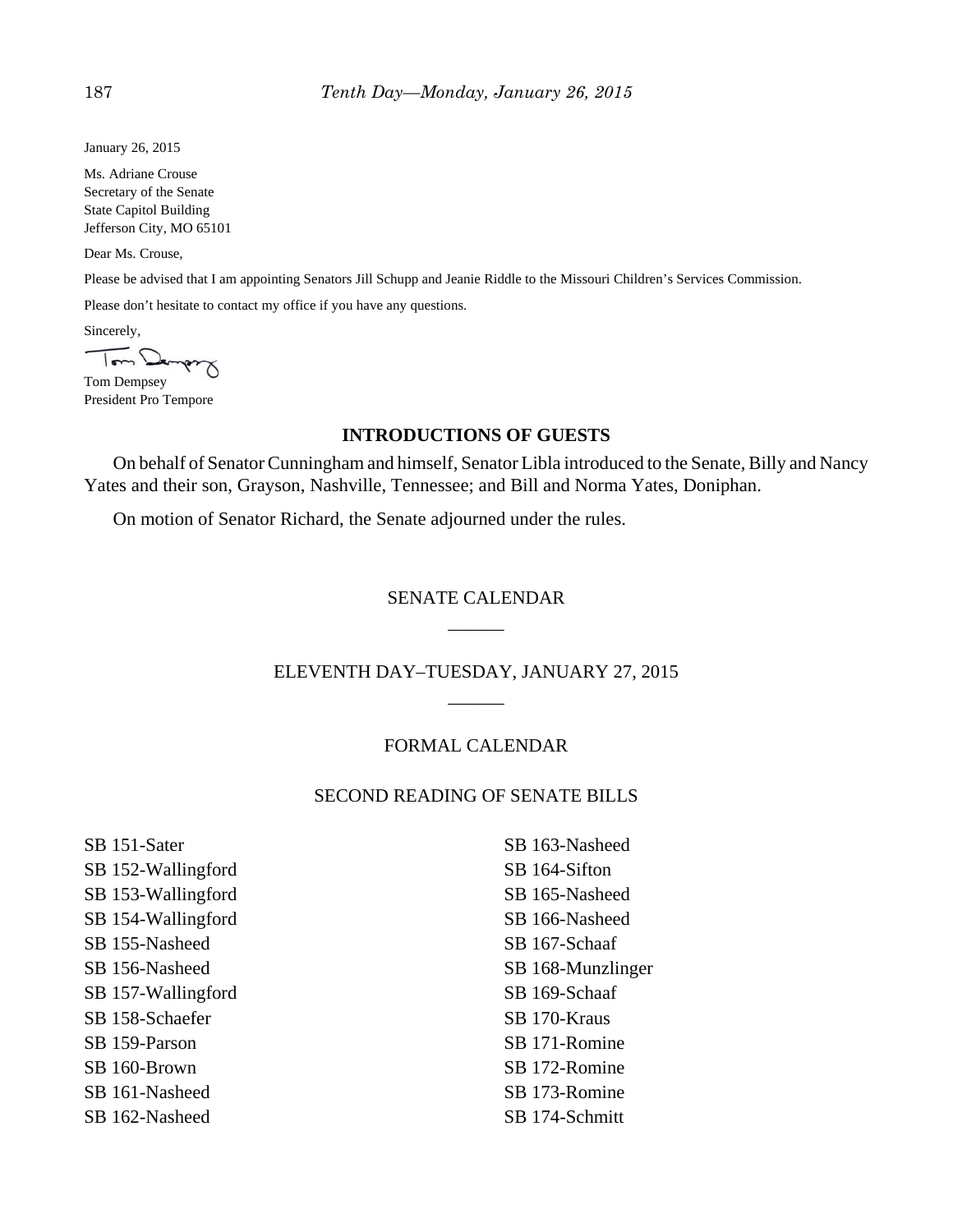January 26, 2015

Ms. Adriane Crouse
Secretary of the Senate
State Capitol Building
Jefferson City, MO 65101

Dear Ms. Crouse,

Please be advised that I am appointing Senators Jill Schupp and Jeanie Riddle to the Missouri Children's Services Commission.

Please don't hesitate to contact my office if you have any questions.

Sincerely,

Tom Dempsey
President Pro Tempore

## INTRODUCTIONS OF GUESTS

On behalf of Senator Cunningham and himself, Senator Libla introduced to the Senate, Billy and Nancy Yates and their son, Grayson, Nashville, Tennessee; and Bill and Norma Yates, Doniphan.

On motion of Senator Richard, the Senate adjourned under the rules.

## SENATE CALENDAR

______

## ELEVENTH DAY–TUESDAY, JANUARY 27, 2015

______

## FORMAL CALENDAR

### SECOND READING OF SENATE BILLS

SB 151-Sater
SB 152-Wallingford
SB 153-Wallingford
SB 154-Wallingford
SB 155-Nasheed
SB 156-Nasheed
SB 157-Wallingford
SB 158-Schaefer
SB 159-Parson
SB 160-Brown
SB 161-Nasheed
SB 162-Nasheed
SB 163-Nasheed
SB 164-Sifton
SB 165-Nasheed
SB 166-Nasheed
SB 167-Schaaf
SB 168-Munzlinger
SB 169-Schaaf
SB 170-Kraus
SB 171-Romine
SB 172-Romine
SB 173-Romine
SB 174-Schmitt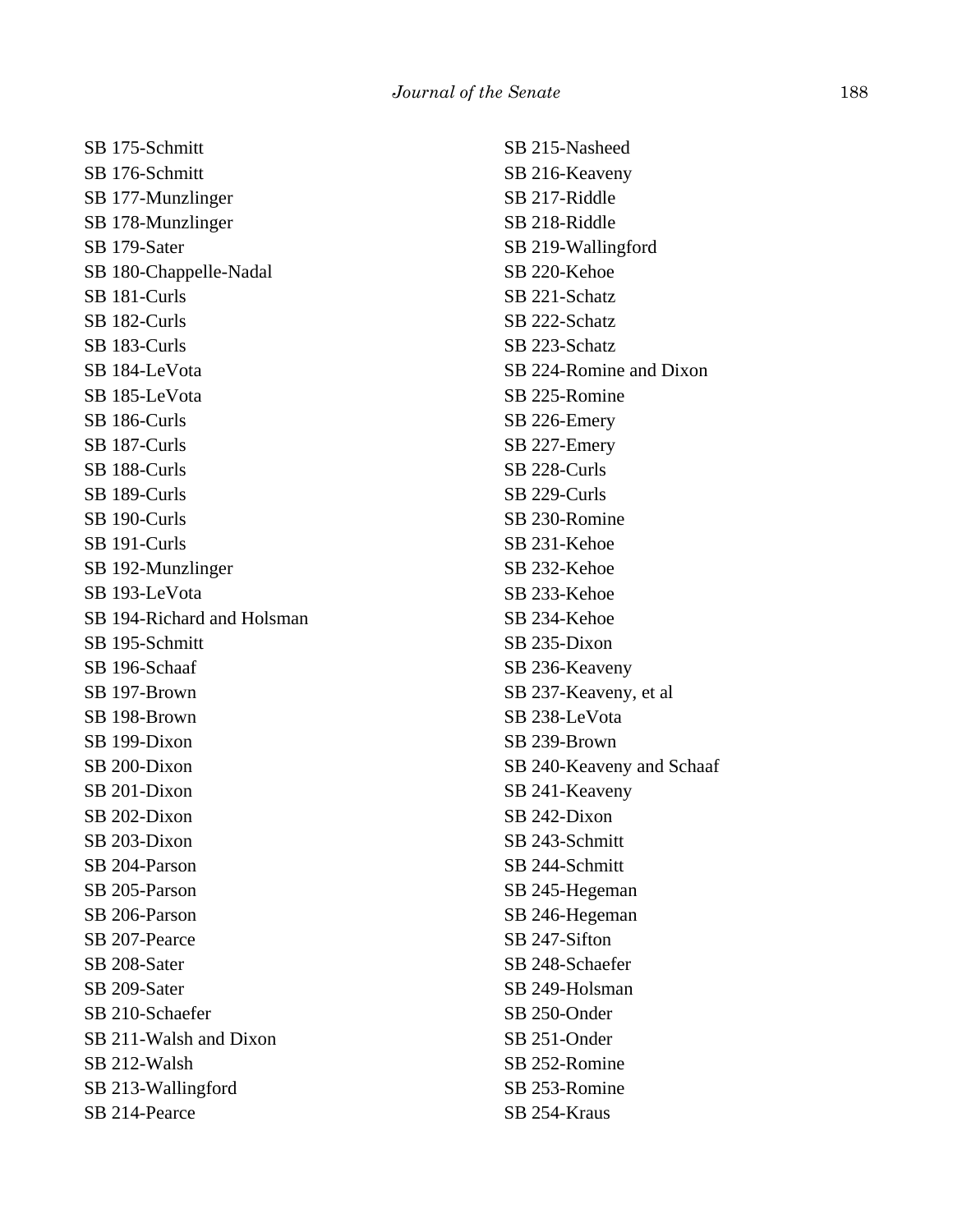SB 175-Schmitt
SB 176-Schmitt
SB 177-Munzlinger
SB 178-Munzlinger
SB 179-Sater
SB 180-Chappelle-Nadal
SB 181-Curls
SB 182-Curls
SB 183-Curls
SB 184-LeVota
SB 185-LeVota
SB 186-Curls
SB 187-Curls
SB 188-Curls
SB 189-Curls
SB 190-Curls
SB 191-Curls
SB 192-Munzlinger
SB 193-LeVota
SB 194-Richard and Holsman
SB 195-Schmitt
SB 196-Schaaf
SB 197-Brown
SB 198-Brown
SB 199-Dixon
SB 200-Dixon
SB 201-Dixon
SB 202-Dixon
SB 203-Dixon
SB 204-Parson
SB 205-Parson
SB 206-Parson
SB 207-Pearce
SB 208-Sater
SB 209-Sater
SB 210-Schaefer
SB 211-Walsh and Dixon
SB 212-Walsh
SB 213-Wallingford
SB 214-Pearce
SB 215-Nasheed
SB 216-Keaveny
SB 217-Riddle
SB 218-Riddle
SB 219-Wallingford
SB 220-Kehoe
SB 221-Schatz
SB 222-Schatz
SB 223-Schatz
SB 224-Romine and Dixon
SB 225-Romine
SB 226-Emery
SB 227-Emery
SB 228-Curls
SB 229-Curls
SB 230-Romine
SB 231-Kehoe
SB 232-Kehoe
SB 233-Kehoe
SB 234-Kehoe
SB 235-Dixon
SB 236-Keaveny
SB 237-Keaveny, et al
SB 238-LeVota
SB 239-Brown
SB 240-Keaveny and Schaaf
SB 241-Keaveny
SB 242-Dixon
SB 243-Schmitt
SB 244-Schmitt
SB 245-Hegeman
SB 246-Hegeman
SB 247-Sifton
SB 248-Schaefer
SB 249-Holsman
SB 250-Onder
SB 251-Onder
SB 252-Romine
SB 253-Romine
SB 254-Kraus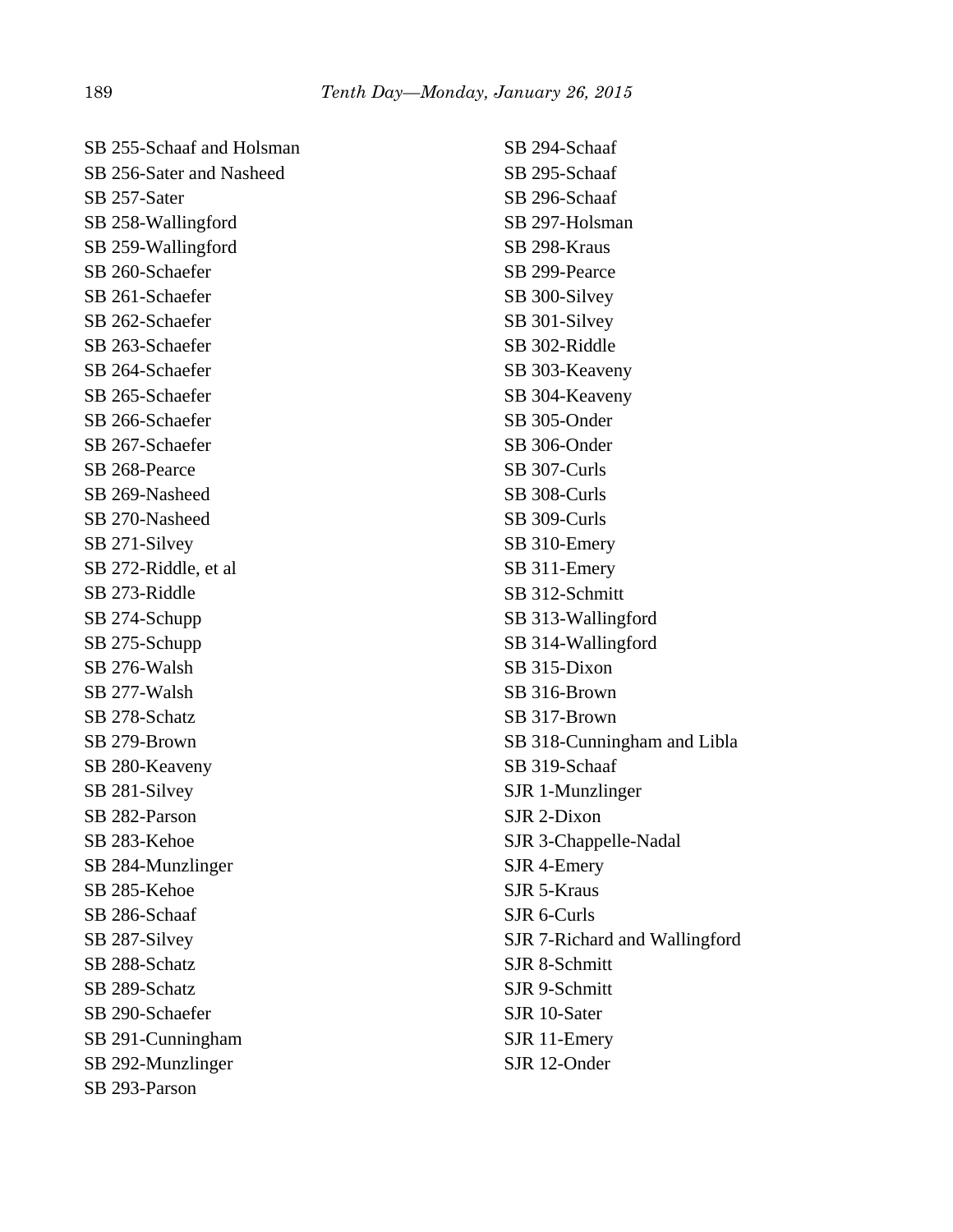SB 255-Schaaf and Holsman
SB 256-Sater and Nasheed
SB 257-Sater
SB 258-Wallingford
SB 259-Wallingford
SB 260-Schaefer
SB 261-Schaefer
SB 262-Schaefer
SB 263-Schaefer
SB 264-Schaefer
SB 265-Schaefer
SB 266-Schaefer
SB 267-Schaefer
SB 268-Pearce
SB 269-Nasheed
SB 270-Nasheed
SB 271-Silvey
SB 272-Riddle, et al
SB 273-Riddle
SB 274-Schupp
SB 275-Schupp
SB 276-Walsh
SB 277-Walsh
SB 278-Schatz
SB 279-Brown
SB 280-Keaveny
SB 281-Silvey
SB 282-Parson
SB 283-Kehoe
SB 284-Munzlinger
SB 285-Kehoe
SB 286-Schaaf
SB 287-Silvey
SB 288-Schatz
SB 289-Schatz
SB 290-Schaefer
SB 291-Cunningham
SB 292-Munzlinger
SB 293-Parson
SB 294-Schaaf
SB 295-Schaaf
SB 296-Schaaf
SB 297-Holsman
SB 298-Kraus
SB 299-Pearce
SB 300-Silvey
SB 301-Silvey
SB 302-Riddle
SB 303-Keaveny
SB 304-Keaveny
SB 305-Onder
SB 306-Onder
SB 307-Curls
SB 308-Curls
SB 309-Curls
SB 310-Emery
SB 311-Emery
SB 312-Schmitt
SB 313-Wallingford
SB 314-Wallingford
SB 315-Dixon
SB 316-Brown
SB 317-Brown
SB 318-Cunningham and Libla
SB 319-Schaaf
SJR 1-Munzlinger
SJR 2-Dixon
SJR 3-Chappelle-Nadal
SJR 4-Emery
SJR 5-Kraus
SJR 6-Curls
SJR 7-Richard and Wallingford
SJR 8-Schmitt
SJR 9-Schmitt
SJR 10-Sater
SJR 11-Emery
SJR 12-Onder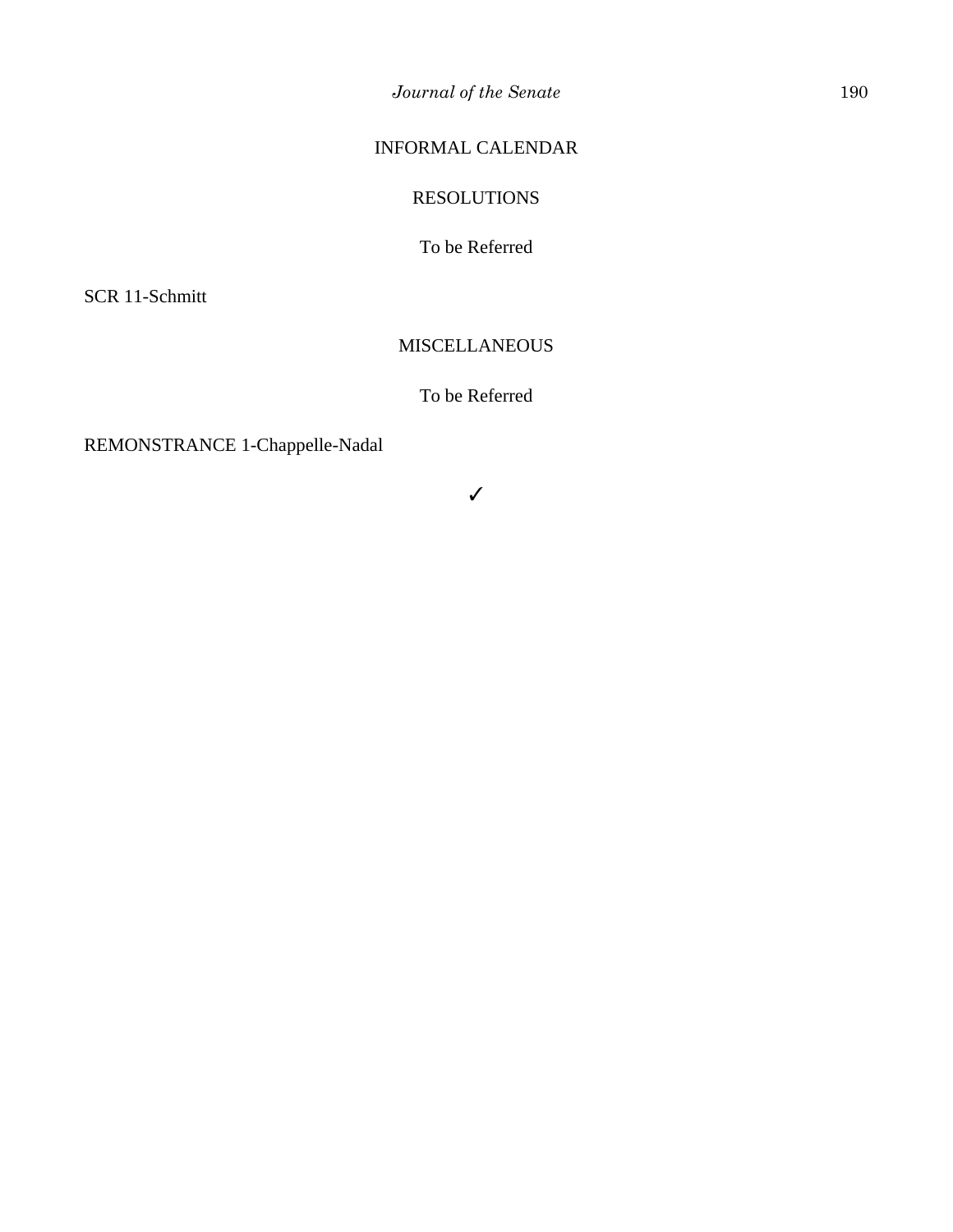## INFORMAL CALENDAR

### RESOLUTIONS

#### To be Referred

SCR 11-Schmitt

### MISCELLANEOUS

#### To be Referred

REMONSTRANCE 1-Chappelle-Nadal

✓